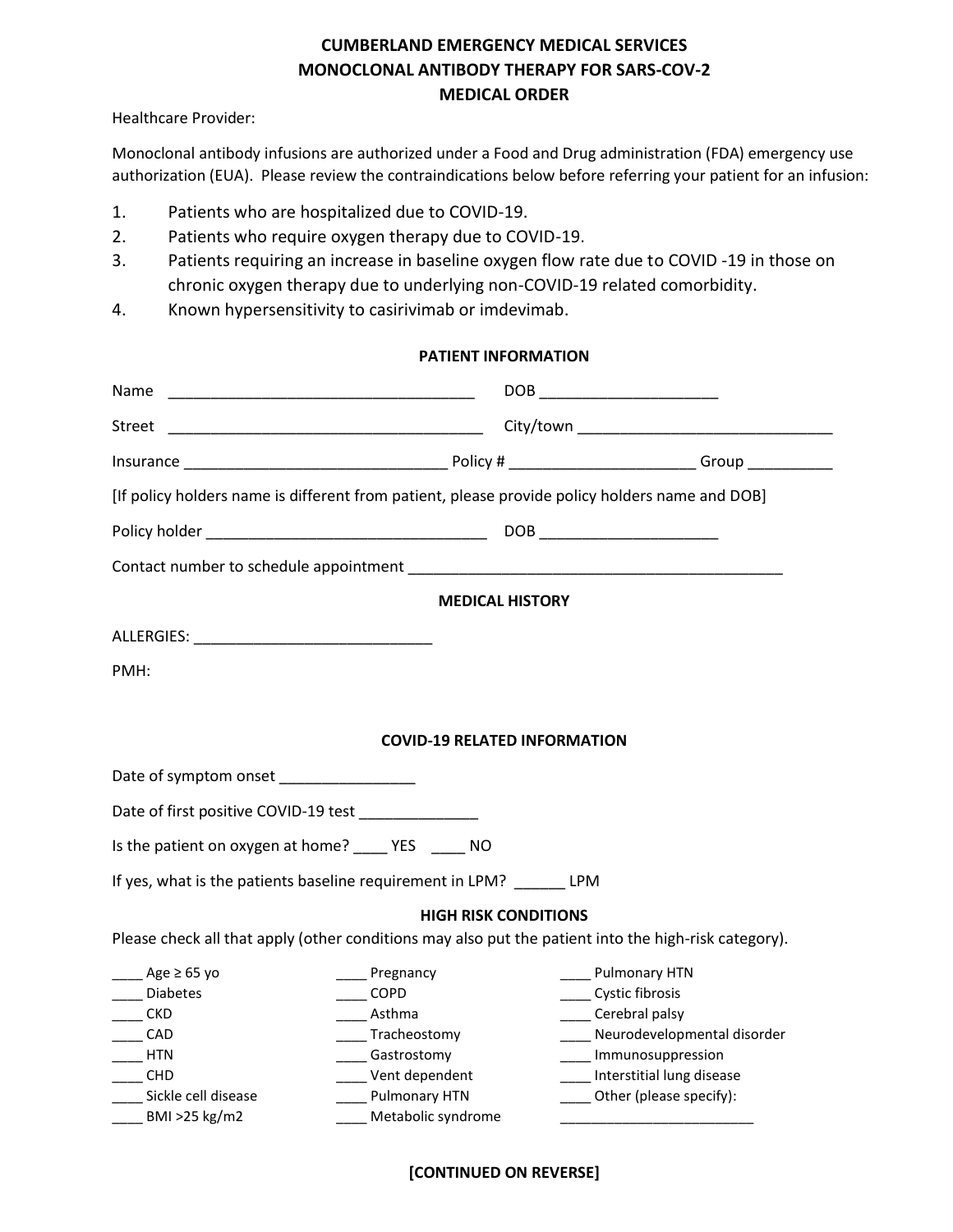# CUMBERLAND EMERGENCY MEDICAL SERVICES
# MONOCLONAL ANTIBODY THERAPY FOR SARS-COV-2
# MEDICAL ORDER

Healthcare Provider:

Monoclonal antibody infusions are authorized under a Food and Drug administration (FDA) emergency use authorization (EUA). Please review the contraindications below before referring your patient for an infusion:

1. Patients who are hospitalized due to COVID-19.
2. Patients who require oxygen therapy due to COVID-19.
3. Patients requiring an increase in baseline oxygen flow rate due to COVID -19 in those on chronic oxygen therapy due to underlying non-COVID-19 related comorbidity.
4. Known hypersensitivity to casirivimab or imdevimab.

## PATIENT INFORMATION

Name ____________________________________ DOB ____________________

Street _____________________________________ City/town _____________________________

Insurance ______________________________ Policy # _____________________ Group __________

[If policy holders name is different from patient, please provide policy holders name and DOB]

Policy holder ________________________________ DOB ____________________

Contact number to schedule appointment ____________________________________________

## MEDICAL HISTORY

ALLERGIES: ____________________________

PMH:

## COVID-19 RELATED INFORMATION

Date of symptom onset ________________

Date of first positive COVID-19 test ______________

Is the patient on oxygen at home? ____ YES ____ NO

If yes, what is the patients baseline requirement in LPM? ______ LPM

## HIGH RISK CONDITIONS

Please check all that apply (other conditions may also put the patient into the high-risk category).

- ____ Age ≥ 65 yo
- ____ Diabetes
- ____ CKD
- ____ CAD
- ____ HTN
- ____ CHD
- ____ Sickle cell disease
- ____ BMI >25 kg/m2
- ____ Pregnancy
- ____ COPD
- ____ Asthma
- ____ Tracheostomy
- ____ Gastrostomy
- ____ Vent dependent
- ____ Pulmonary HTN
- ____ Metabolic syndrome
- ____ Pulmonary HTN
- ____ Cystic fibrosis
- ____ Cerebral palsy
- ____ Neurodevelopmental disorder
- ____ Immunosuppression
- ____ Interstitial lung disease
- ____ Other (please specify): ________________________

**[CONTINUED ON REVERSE]**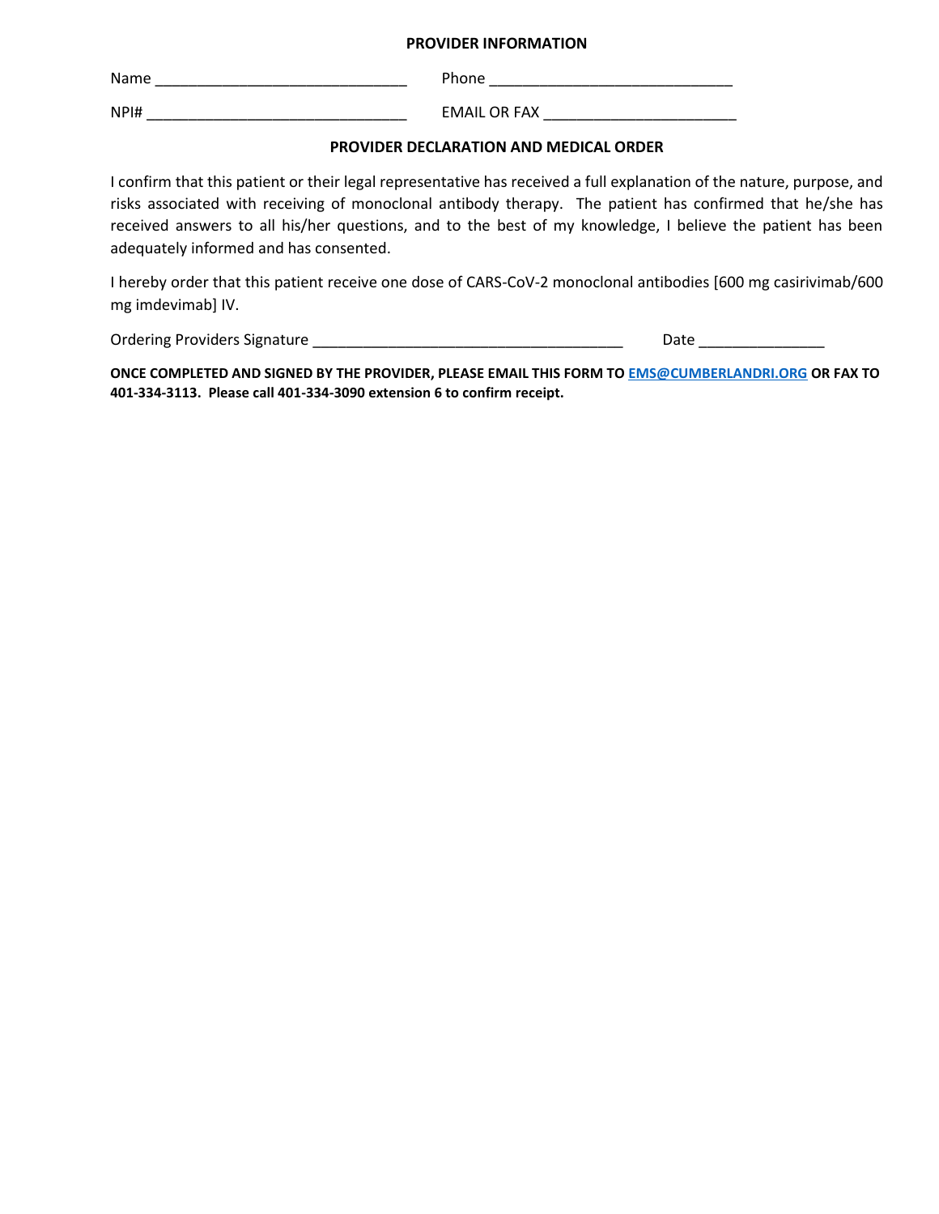**PROVIDER INFORMATION**

Name ______________________________ Phone ______________________________

NPI# ______________________________ EMAIL OR FAX ______________________________

**PROVIDER DECLARATION AND MEDICAL ORDER**

I confirm that this patient or their legal representative has received a full explanation of the nature, purpose, and risks associated with receiving of monoclonal antibody therapy. The patient has confirmed that he/she has received answers to all his/her questions, and to the best of my knowledge, I believe the patient has been adequately informed and has consented.

I hereby order that this patient receive one dose of CARS-CoV-2 monoclonal antibodies [600 mg casirivimab/600 mg imdevimab] IV.

Ordering Providers Signature ______________________________________ Date _______________

**ONCE COMPLETED AND SIGNED BY THE PROVIDER, PLEASE EMAIL THIS FORM TO EMS@CUMBERLANDRI.ORG OR FAX TO 401-334-3113. Please call 401-334-3090 extension 6 to confirm receipt.**